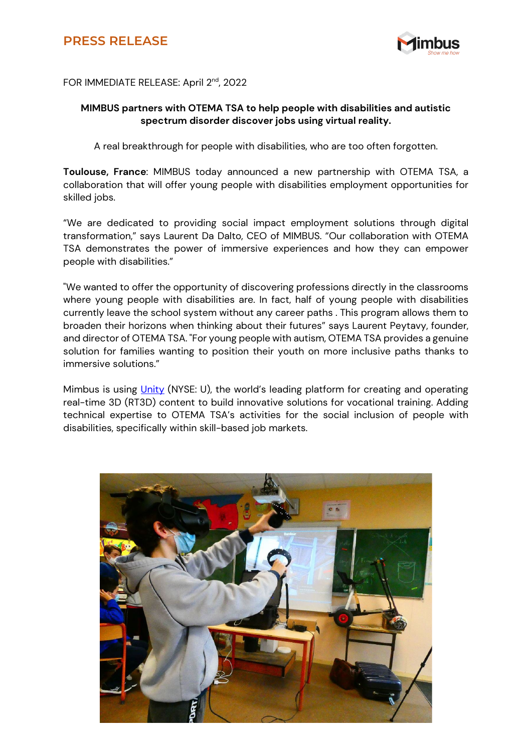# PRESS RELEASE

FOR IMMEDIATE RELEASE: April 2nd, 2022

**MIMBUS partners with OTEMA TSA to help people with disabilities and autistic spectrum disorder discover jobs using virtual reality.**

A real breakthrough for people with disabilities, who are too often forgotten.

**Toulouse, France**: MIMBUS today announced a new partnership with OTEMA TSA, a collaboration that will offer young people with disabilities employment opportunities for skilled jobs.

"We are dedicated to providing social impact employment solutions through digital transformation," says Laurent Da Dalto, CEO of MIMBUS. "Our collaboration with OTEMA TSA demonstrates the power of immersive experiences and how they can empower people with disabilities."

"We wanted to offer the opportunity of discovering professions directly in the classrooms where young people with disabilities are. In fact, half of young people with disabilities currently leave the school system without any career paths . This program allows them to broaden their horizons when thinking about their futures" says Laurent Peytavy, founder, and director of OTEMA TSA. "For young people with autism, OTEMA TSA provides a genuine solution for families wanting to position their youth on more inclusive paths thanks to immersive solutions."

Mimbus is using Unity (NYSE: U), the world's leading platform for creating and operating real-time 3D (RT3D) content to build innovative solutions for vocational training. Adding technical expertise to OTEMA TSA's activities for the social inclusion of people with disabilities, specifically within skill-based job markets.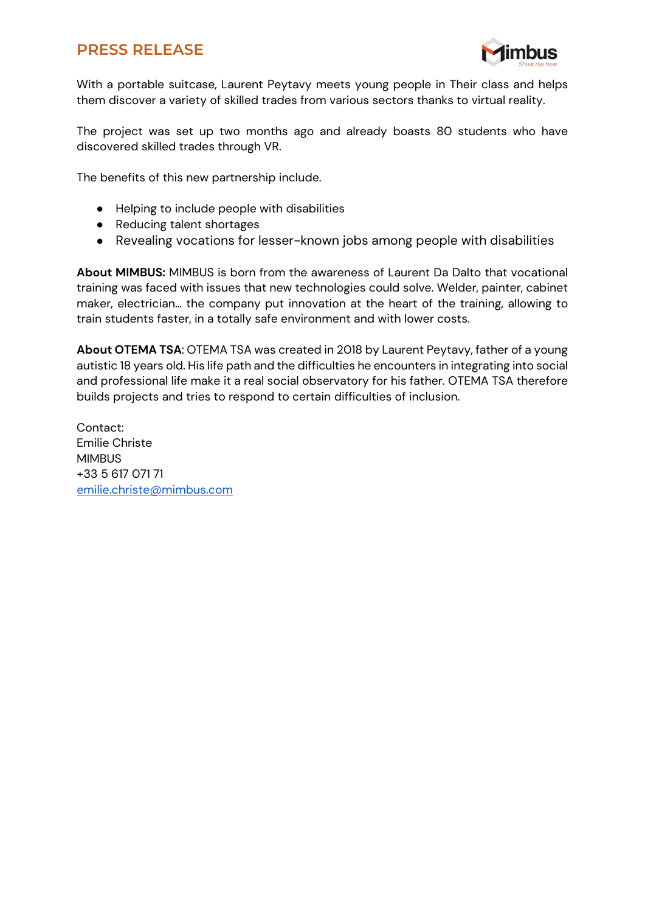# PRESS RELEASE

With a portable suitcase, Laurent Peytavy meets young people in Their class and helps them discover a variety of skilled trades from various sectors thanks to virtual reality.

The project was set up two months ago and already boasts 80 students who have discovered skilled trades through VR.

The benefits of this new partnership include.

- Helping to include people with disabilities
- Reducing talent shortages
- Revealing vocations for lesser-known jobs among people with disabilities

**About MIMBUS:** MIMBUS is born from the awareness of Laurent Da Dalto that vocational training was faced with issues that new technologies could solve. Welder, painter, cabinet maker, electrician... the company put innovation at the heart of the training, allowing to train students faster, in a totally safe environment and with lower costs.

**About OTEMA TSA**: OTEMA TSA was created in 2018 by Laurent Peytavy, father of a young autistic 18 years old. His life path and the difficulties he encounters in integrating into social and professional life make it a real social observatory for his father. OTEMA TSA therefore builds projects and tries to respond to certain difficulties of inclusion.

Contact:
Emilie Christe
MIMBUS
+33 5 617 071 71
emilie.christe@mimbus.com